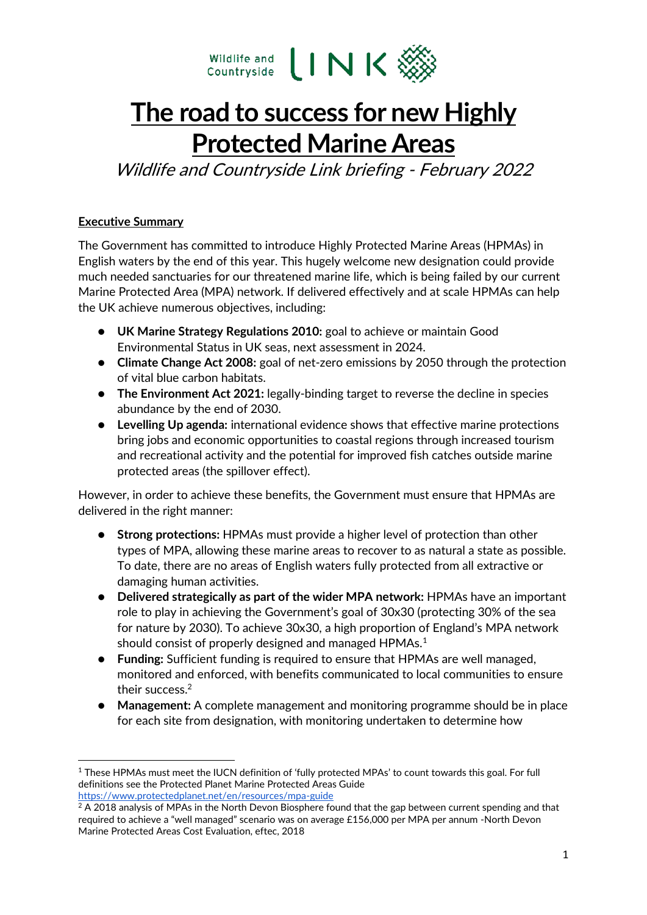Wildlife and Countryside LINK

# The road to success for new Highly Protected Marine Areas

*Wildlife and Countryside Link briefing - February 2022*

## Executive Summary

The Government has committed to introduce Highly Protected Marine Areas (HPMAs) in English waters by the end of this year. This hugely welcome new designation could provide much needed sanctuaries for our threatened marine life, which is being failed by our current Marine Protected Area (MPA) network. If delivered effectively and at scale HPMAs can help the UK achieve numerous objectives, including:

- **UK Marine Strategy Regulations 2010:** goal to achieve or maintain Good Environmental Status in UK seas, next assessment in 2024.
- **Climate Change Act 2008:** goal of net-zero emissions by 2050 through the protection of vital blue carbon habitats.
- **The Environment Act 2021:** legally-binding target to reverse the decline in species abundance by the end of 2030.
- **Levelling Up agenda:** international evidence shows that effective marine protections bring jobs and economic opportunities to coastal regions through increased tourism and recreational activity and the potential for improved fish catches outside marine protected areas (the spillover effect).

However, in order to achieve these benefits, the Government must ensure that HPMAs are delivered in the right manner:

- **Strong protections:** HPMAs must provide a higher level of protection than other types of MPA, allowing these marine areas to recover to as natural a state as possible. To date, there are no areas of English waters fully protected from all extractive or damaging human activities.
- **Delivered strategically as part of the wider MPA network:** HPMAs have an important role to play in achieving the Government's goal of 30x30 (protecting 30% of the sea for nature by 2030). To achieve 30x30, a high proportion of England's MPA network should consist of properly designed and managed HPMAs.[1]
- **Funding:** Sufficient funding is required to ensure that HPMAs are well managed, monitored and enforced, with benefits communicated to local communities to ensure their success.[2]
- **Management:** A complete management and monitoring programme should be in place for each site from designation, with monitoring undertaken to determine how

---

[1] These HPMAs must meet the IUCN definition of 'fully protected MPAs' to count towards this goal. For full definitions see the Protected Planet Marine Protected Areas Guide https://www.protectedplanet.net/en/resources/mpa-guide

[2] A 2018 analysis of MPAs in the North Devon Biosphere found that the gap between current spending and that required to achieve a "well managed" scenario was on average £156,000 per MPA per annum -North Devon Marine Protected Areas Cost Evaluation, eftec, 2018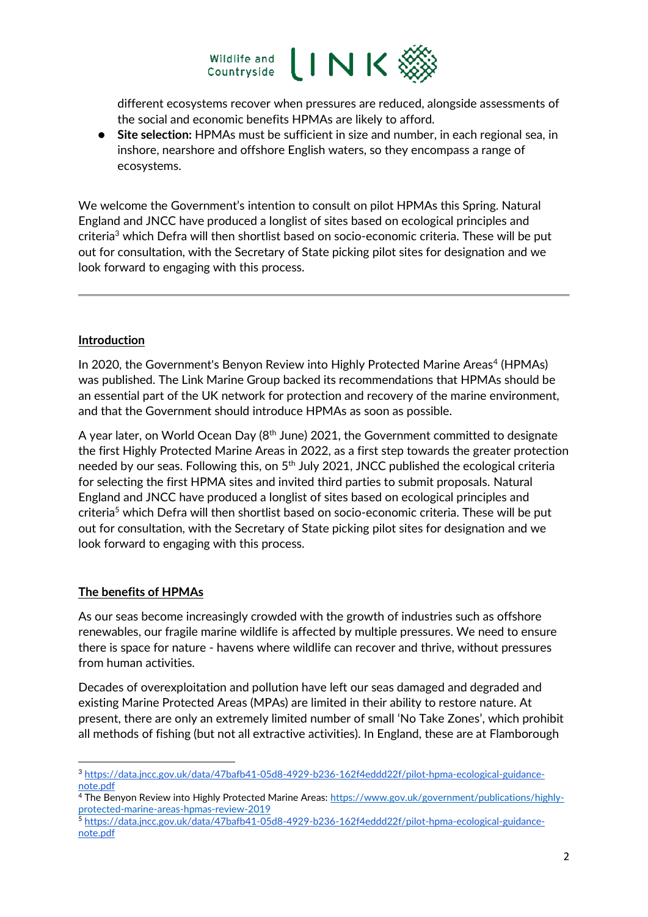different ecosystems recover when pressures are reduced, alongside assessments of the social and economic benefits HPMAs are likely to afford.
- **Site selection:** HPMAs must be sufficient in size and number, in each regional sea, in inshore, nearshore and offshore English waters, so they encompass a range of ecosystems.

We welcome the Government's intention to consult on pilot HPMAs this Spring. Natural England and JNCC have produced a longlist of sites based on ecological principles and criteria[3] which Defra will then shortlist based on socio-economic criteria. These will be put out for consultation, with the Secretary of State picking pilot sites for designation and we look forward to engaging with this process.

---

## Introduction

In 2020, the Government's Benyon Review into Highly Protected Marine Areas[4] (HPMAs) was published. The Link Marine Group backed its recommendations that HPMAs should be an essential part of the UK network for protection and recovery of the marine environment, and that the Government should introduce HPMAs as soon as possible.

A year later, on World Ocean Day (8th June) 2021, the Government committed to designate the first Highly Protected Marine Areas in 2022, as a first step towards the greater protection needed by our seas. Following this, on 5th July 2021, JNCC published the ecological criteria for selecting the first HPMA sites and invited third parties to submit proposals. Natural England and JNCC have produced a longlist of sites based on ecological principles and criteria[5] which Defra will then shortlist based on socio-economic criteria. These will be put out for consultation, with the Secretary of State picking pilot sites for designation and we look forward to engaging with this process.

## The benefits of HPMAs

As our seas become increasingly crowded with the growth of industries such as offshore renewables, our fragile marine wildlife is affected by multiple pressures. We need to ensure there is space for nature - havens where wildlife can recover and thrive, without pressures from human activities.

Decades of overexploitation and pollution have left our seas damaged and degraded and existing Marine Protected Areas (MPAs) are limited in their ability to restore nature. At present, there are only an extremely limited number of small 'No Take Zones', which prohibit all methods of fishing (but not all extractive activities). In England, these are at Flamborough

---

[3] https://data.jncc.gov.uk/data/47bafb41-05d8-4929-b236-162f4eddd22f/pilot-hpma-ecological-guidance-note.pdf

[4] The Benyon Review into Highly Protected Marine Areas: https://www.gov.uk/government/publications/highly-protected-marine-areas-hpmas-review-2019

[5] https://data.jncc.gov.uk/data/47bafb41-05d8-4929-b236-162f4eddd22f/pilot-hpma-ecological-guidance-note.pdf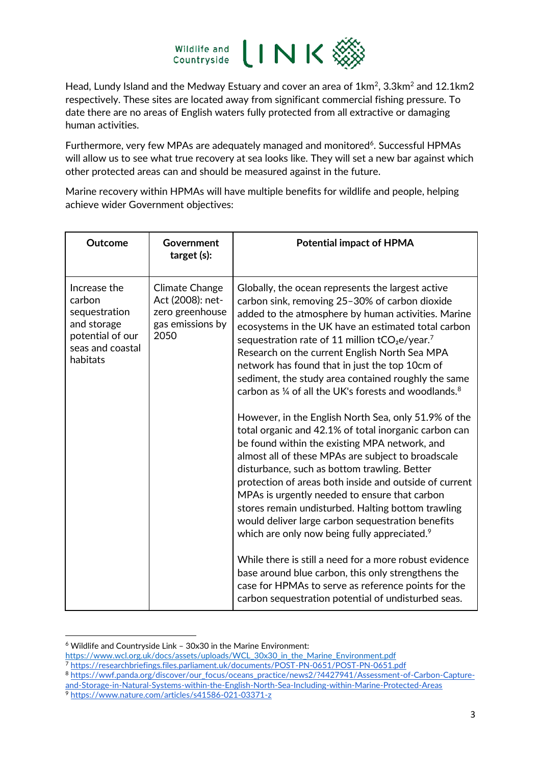Head, Lundy Island and the Medway Estuary and cover an area of 1km$^2$, 3.3km$^2$ and 12.1km2 respectively. These sites are located away from significant commercial fishing pressure. To date there are no areas of English waters fully protected from all extractive or damaging human activities.

Furthermore, very few MPAs are adequately managed and monitored[6]. Successful HPMAs will allow us to see what true recovery at sea looks like. They will set a new bar against which other protected areas can and should be measured against in the future.

Marine recovery within HPMAs will have multiple benefits for wildlife and people, helping achieve wider Government objectives:

| Outcome | Government target (s): | Potential impact of HPMA |
|---|---|---|
| Increase the carbon sequestration and storage potential of our seas and coastal habitats | Climate Change Act (2008): net-zero greenhouse gas emissions by 2050 | Globally, the ocean represents the largest active carbon sink, removing 25–30% of carbon dioxide added to the atmosphere by human activities. Marine ecosystems in the UK have an estimated total carbon sequestration rate of 11 million $tCO_2e$/year.[7] Research on the current English North Sea MPA network has found that in just the top 10cm of sediment, the study area contained roughly the same carbon as ¼ of all the UK's forests and woodlands.[8]<br><br>However, in the English North Sea, only 51.9% of the total organic and 42.1% of total inorganic carbon can be found within the existing MPA network, and almost all of these MPAs are subject to broadscale disturbance, such as bottom trawling. Better protection of areas both inside and outside of current MPAs is urgently needed to ensure that carbon stores remain undisturbed. Halting bottom trawling would deliver large carbon sequestration benefits which are only now being fully appreciated.[9]<br><br>While there is still a need for a more robust evidence base around blue carbon, this only strengthens the case for HPMAs to serve as reference points for the carbon sequestration potential of undisturbed seas. |

[6] Wildlife and Countryside Link – 30x30 in the Marine Environment: https://www.wcl.org.uk/docs/assets/uploads/WCL_30x30_in_the_Marine_Environment.pdf

[7] https://researchbriefings.files.parliament.uk/documents/POST-PN-0651/POST-PN-0651.pdf

[8] https://wwf.panda.org/discover/our_focus/oceans_practice/news2/?4427941/Assessment-of-Carbon-Capture-and-Storage-in-Natural-Systems-within-the-English-North-Sea-Including-within-Marine-Protected-Areas

[9] https://www.nature.com/articles/s41586-021-03371-z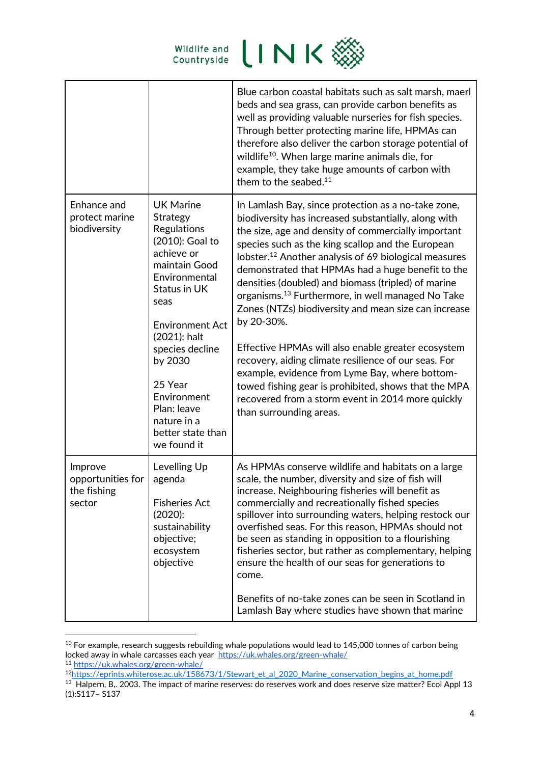| | | |
|---|---|---|
| | | Blue carbon coastal habitats such as salt marsh, maerl beds and sea grass, can provide carbon benefits as well as providing valuable nurseries for fish species. Through better protecting marine life, HPMAs can therefore also deliver the carbon storage potential of wildlife[10]. When large marine animals die, for example, they take huge amounts of carbon with them to the seabed.[11] |
| Enhance and protect marine biodiversity | UK Marine Strategy Regulations (2010): Goal to achieve or maintain Good Environmental Status in UK seas<br><br>Environment Act (2021): halt species decline by 2030<br><br>25 Year Environment Plan: leave nature in a better state than we found it | In Lamlash Bay, since protection as a no-take zone, biodiversity has increased substantially, along with the size, age and density of commercially important species such as the king scallop and the European lobster.[12] Another analysis of 69 biological measures demonstrated that HPMAs had a huge benefit to the densities (doubled) and biomass (tripled) of marine organisms.[13] Furthermore, in well managed No Take Zones (NTZs) biodiversity and mean size can increase by 20-30%.<br><br>Effective HPMAs will also enable greater ecosystem recovery, aiding climate resilience of our seas. For example, evidence from Lyme Bay, where bottom-towed fishing gear is prohibited, shows that the MPA recovered from a storm event in 2014 more quickly than surrounding areas. |
| Improve opportunities for the fishing sector | Levelling Up agenda<br><br>Fisheries Act (2020): sustainability objective; ecosystem objective | As HPMAs conserve wildlife and habitats on a large scale, the number, diversity and size of fish will increase. Neighbouring fisheries will benefit as commercially and recreationally fished species spillover into surrounding waters, helping restock our overfished seas. For this reason, HPMAs should not be seen as standing in opposition to a flourishing fisheries sector, but rather as complementary, helping ensure the health of our seas for generations to come.<br><br>Benefits of no-take zones can be seen in Scotland in Lamlash Bay where studies have shown that marine |

[10] For example, research suggests rebuilding whale populations would lead to 145,000 tonnes of carbon being locked away in whale carcasses each year https://uk.whales.org/green-whale/

[11] https://uk.whales.org/green-whale/

[12] https://eprints.whiterose.ac.uk/158673/1/Stewart_et_al_2020_Marine_conservation_begins_at_home.pdf

[13] Halpern, B,. 2003. The impact of marine reserves: do reserves work and does reserve size matter? Ecol Appl 13 (1):S117– S137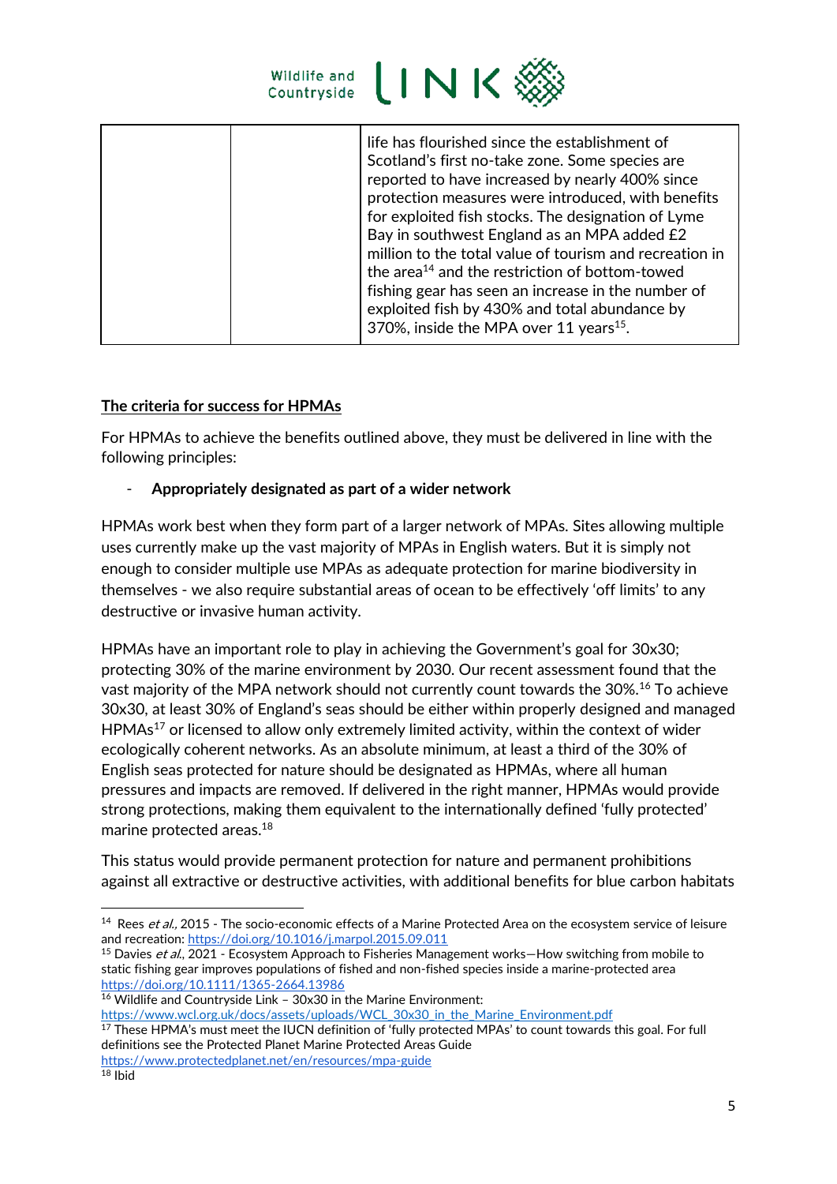| | | life has flourished since the establishment of Scotland's first no-take zone. Some species are reported to have increased by nearly 400% since protection measures were introduced, with benefits for exploited fish stocks. The designation of Lyme Bay in southwest England as an MPA added £2 million to the total value of tourism and recreation in the area[14] and the restriction of bottom-towed fishing gear has seen an increase in the number of exploited fish by 430% and total abundance by 370%, inside the MPA over 11 years[15]. |
|---|---|---|

## The criteria for success for HPMAs

For HPMAs to achieve the benefits outlined above, they must be delivered in line with the following principles:

- **Appropriately designated as part of a wider network**

HPMAs work best when they form part of a larger network of MPAs. Sites allowing multiple uses currently make up the vast majority of MPAs in English waters. But it is simply not enough to consider multiple use MPAs as adequate protection for marine biodiversity in themselves - we also require substantial areas of ocean to be effectively 'off limits' to any destructive or invasive human activity.

HPMAs have an important role to play in achieving the Government's goal for 30x30; protecting 30% of the marine environment by 2030. Our recent assessment found that the vast majority of the MPA network should not currently count towards the 30%.[16] To achieve 30x30, at least 30% of England's seas should be either within properly designed and managed HPMAs[17] or licensed to allow only extremely limited activity, within the context of wider ecologically coherent networks. As an absolute minimum, at least a third of the 30% of English seas protected for nature should be designated as HPMAs, where all human pressures and impacts are removed. If delivered in the right manner, HPMAs would provide strong protections, making them equivalent to the internationally defined 'fully protected' marine protected areas.[18]

This status would provide permanent protection for nature and permanent prohibitions against all extractive or destructive activities, with additional benefits for blue carbon habitats

---

[14] Rees *et al.*, 2015 - The socio-economic effects of a Marine Protected Area on the ecosystem service of leisure and recreation: https://doi.org/10.1016/j.marpol.2015.09.011

[15] Davies *et al.*, 2021 - Ecosystem Approach to Fisheries Management works—How switching from mobile to static fishing gear improves populations of fished and non-fished species inside a marine-protected area https://doi.org/10.1111/1365-2664.13986

[16] Wildlife and Countryside Link – 30x30 in the Marine Environment: https://www.wcl.org.uk/docs/assets/uploads/WCL_30x30_in_the_Marine_Environment.pdf

[17] These HPMA's must meet the IUCN definition of 'fully protected MPAs' to count towards this goal. For full definitions see the Protected Planet Marine Protected Areas Guide https://www.protectedplanet.net/en/resources/mpa-guide

[18] Ibid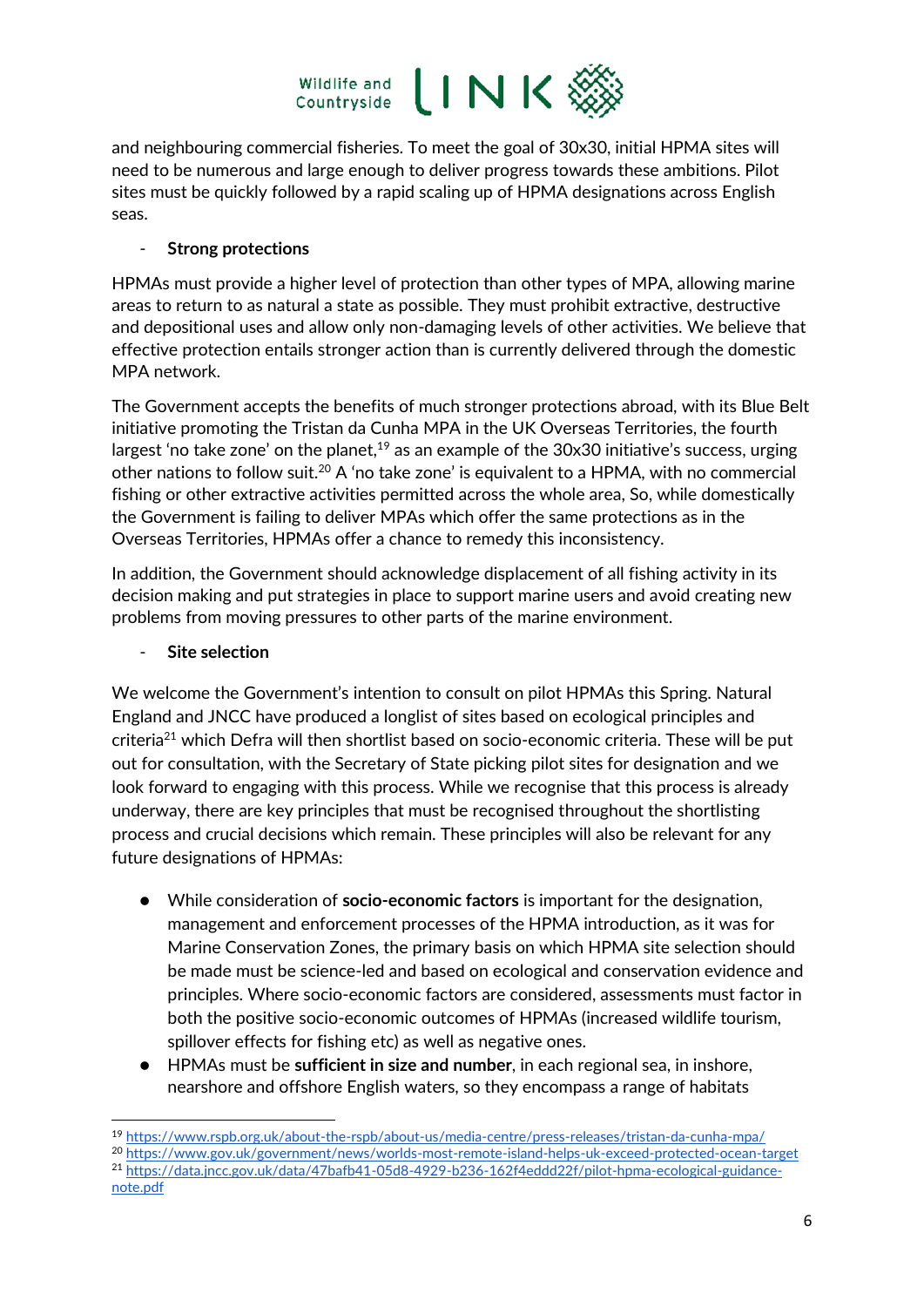and neighbouring commercial fisheries. To meet the goal of 30x30, initial HPMA sites will need to be numerous and large enough to deliver progress towards these ambitions. Pilot sites must be quickly followed by a rapid scaling up of HPMA designations across English seas.

- **Strong protections**

HPMAs must provide a higher level of protection than other types of MPA, allowing marine areas to return to as natural a state as possible. They must prohibit extractive, destructive and depositional uses and allow only non-damaging levels of other activities. We believe that effective protection entails stronger action than is currently delivered through the domestic MPA network.

The Government accepts the benefits of much stronger protections abroad, with its Blue Belt initiative promoting the Tristan da Cunha MPA in the UK Overseas Territories, the fourth largest 'no take zone' on the planet,[19] as an example of the 30x30 initiative's success, urging other nations to follow suit.[20] A 'no take zone' is equivalent to a HPMA, with no commercial fishing or other extractive activities permitted across the whole area, So, while domestically the Government is failing to deliver MPAs which offer the same protections as in the Overseas Territories, HPMAs offer a chance to remedy this inconsistency.

In addition, the Government should acknowledge displacement of all fishing activity in its decision making and put strategies in place to support marine users and avoid creating new problems from moving pressures to other parts of the marine environment.

- **Site selection**

We welcome the Government's intention to consult on pilot HPMAs this Spring. Natural England and JNCC have produced a longlist of sites based on ecological principles and criteria[21] which Defra will then shortlist based on socio-economic criteria. These will be put out for consultation, with the Secretary of State picking pilot sites for designation and we look forward to engaging with this process. While we recognise that this process is already underway, there are key principles that must be recognised throughout the shortlisting process and crucial decisions which remain. These principles will also be relevant for any future designations of HPMAs:

- While consideration of **socio-economic factors** is important for the designation, management and enforcement processes of the HPMA introduction, as it was for Marine Conservation Zones, the primary basis on which HPMA site selection should be made must be science-led and based on ecological and conservation evidence and principles. Where socio-economic factors are considered, assessments must factor in both the positive socio-economic outcomes of HPMAs (increased wildlife tourism, spillover effects for fishing etc) as well as negative ones.
- HPMAs must be **sufficient in size and number**, in each regional sea, in inshore, nearshore and offshore English waters, so they encompass a range of habitats

---

[19] https://www.rspb.org.uk/about-the-rspb/about-us/media-centre/press-releases/tristan-da-cunha-mpa/

[20] https://www.gov.uk/government/news/worlds-most-remote-island-helps-uk-exceed-protected-ocean-target

[21] https://data.jncc.gov.uk/data/47bafb41-05d8-4929-b236-162f4eddd22f/pilot-hpma-ecological-guidance-note.pdf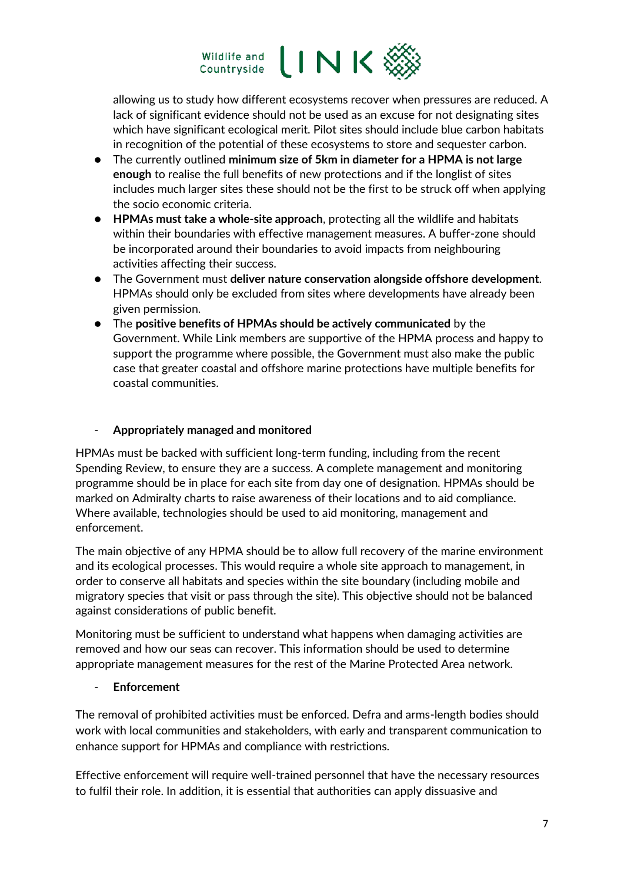allowing us to study how different ecosystems recover when pressures are reduced. A lack of significant evidence should not be used as an excuse for not designating sites which have significant ecological merit. Pilot sites should include blue carbon habitats in recognition of the potential of these ecosystems to store and sequester carbon.

- The currently outlined **minimum size of 5km in diameter for a HPMA is not large enough** to realise the full benefits of new protections and if the longlist of sites includes much larger sites these should not be the first to be struck off when applying the socio economic criteria.
- **HPMAs must take a whole-site approach**, protecting all the wildlife and habitats within their boundaries with effective management measures. A buffer-zone should be incorporated around their boundaries to avoid impacts from neighbouring activities affecting their success.
- The Government must **deliver nature conservation alongside offshore development**. HPMAs should only be excluded from sites where developments have already been given permission.
- The **positive benefits of HPMAs should be actively communicated** by the Government. While Link members are supportive of the HPMA process and happy to support the programme where possible, the Government must also make the public case that greater coastal and offshore marine protections have multiple benefits for coastal communities.

- **Appropriately managed and monitored**

HPMAs must be backed with sufficient long-term funding, including from the recent Spending Review, to ensure they are a success. A complete management and monitoring programme should be in place for each site from day one of designation. HPMAs should be marked on Admiralty charts to raise awareness of their locations and to aid compliance. Where available, technologies should be used to aid monitoring, management and enforcement.

The main objective of any HPMA should be to allow full recovery of the marine environment and its ecological processes. This would require a whole site approach to management, in order to conserve all habitats and species within the site boundary (including mobile and migratory species that visit or pass through the site). This objective should not be balanced against considerations of public benefit.

Monitoring must be sufficient to understand what happens when damaging activities are removed and how our seas can recover. This information should be used to determine appropriate management measures for the rest of the Marine Protected Area network.

- **Enforcement**

The removal of prohibited activities must be enforced. Defra and arms-length bodies should work with local communities and stakeholders, with early and transparent communication to enhance support for HPMAs and compliance with restrictions.

Effective enforcement will require well-trained personnel that have the necessary resources to fulfil their role. In addition, it is essential that authorities can apply dissuasive and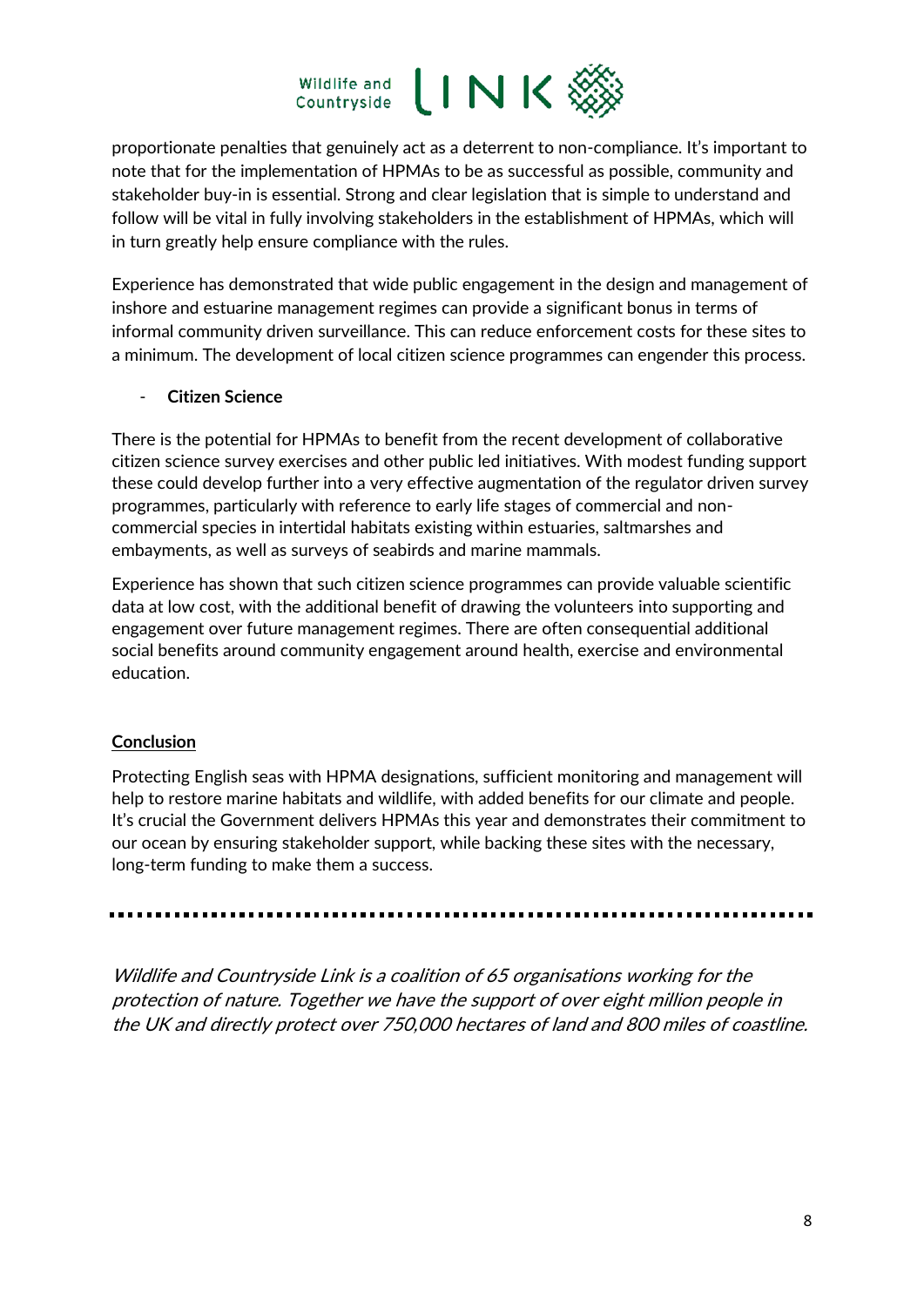proportionate penalties that genuinely act as a deterrent to non-compliance. It's important to note that for the implementation of HPMAs to be as successful as possible, community and stakeholder buy-in is essential. Strong and clear legislation that is simple to understand and follow will be vital in fully involving stakeholders in the establishment of HPMAs, which will in turn greatly help ensure compliance with the rules.

Experience has demonstrated that wide public engagement in the design and management of inshore and estuarine management regimes can provide a significant bonus in terms of informal community driven surveillance. This can reduce enforcement costs for these sites to a minimum. The development of local citizen science programmes can engender this process.

- **Citizen Science**

There is the potential for HPMAs to benefit from the recent development of collaborative citizen science survey exercises and other public led initiatives. With modest funding support these could develop further into a very effective augmentation of the regulator driven survey programmes, particularly with reference to early life stages of commercial and non-commercial species in intertidal habitats existing within estuaries, saltmarshes and embayments, as well as surveys of seabirds and marine mammals.

Experience has shown that such citizen science programmes can provide valuable scientific data at low cost, with the additional benefit of drawing the volunteers into supporting and engagement over future management regimes. There are often consequential additional social benefits around community engagement around health, exercise and environmental education.

## Conclusion

Protecting English seas with HPMA designations, sufficient monitoring and management will help to restore marine habitats and wildlife, with added benefits for our climate and people. It's crucial the Government delivers HPMAs this year and demonstrates their commitment to our ocean by ensuring stakeholder support, while backing these sites with the necessary, long-term funding to make them a success.

---

*Wildlife and Countryside Link is a coalition of 65 organisations working for the protection of nature. Together we have the support of over eight million people in the UK and directly protect over 750,000 hectares of land and 800 miles of coastline.*